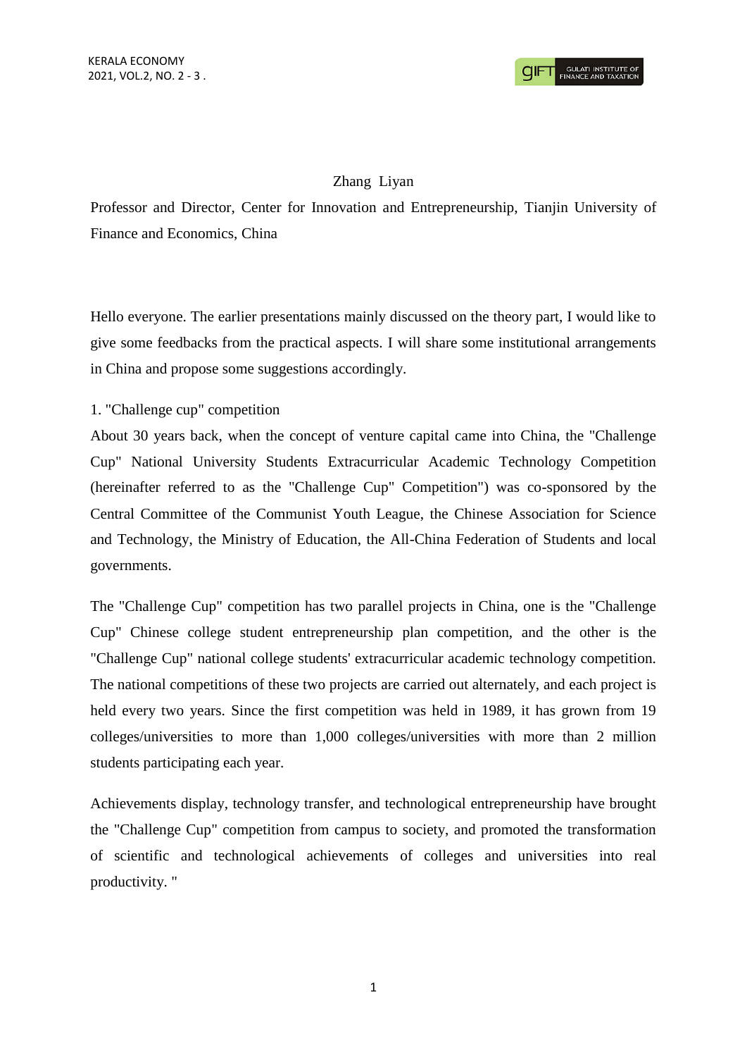Zhang Liyan

Professor and Director, Center for Innovation and Entrepreneurship, Tianjin University of Finance and Economics, China

Hello everyone. The earlier presentations mainly discussed on the theory part, I would like to give some feedbacks from the practical aspects. I will share some institutional arrangements in China and propose some suggestions accordingly.

1. "Challenge cup" competition

About 30 years back, when the concept of venture capital came into China, the "Challenge Cup" National University Students Extracurricular Academic Technology Competition (hereinafter referred to as the "Challenge Cup" Competition") was co-sponsored by the Central Committee of the Communist Youth League, the Chinese Association for Science and Technology, the Ministry of Education, the All-China Federation of Students and local governments.

The "Challenge Cup" competition has two parallel projects in China, one is the "Challenge Cup" Chinese college student entrepreneurship plan competition, and the other is the "Challenge Cup" national college students' extracurricular academic technology competition. The national competitions of these two projects are carried out alternately, and each project is held every two years. Since the first competition was held in 1989, it has grown from 19 colleges/universities to more than 1,000 colleges/universities with more than 2 million students participating each year.

Achievements display, technology transfer, and technological entrepreneurship have brought the "Challenge Cup" competition from campus to society, and promoted the transformation of scientific and technological achievements of colleges and universities into real productivity. "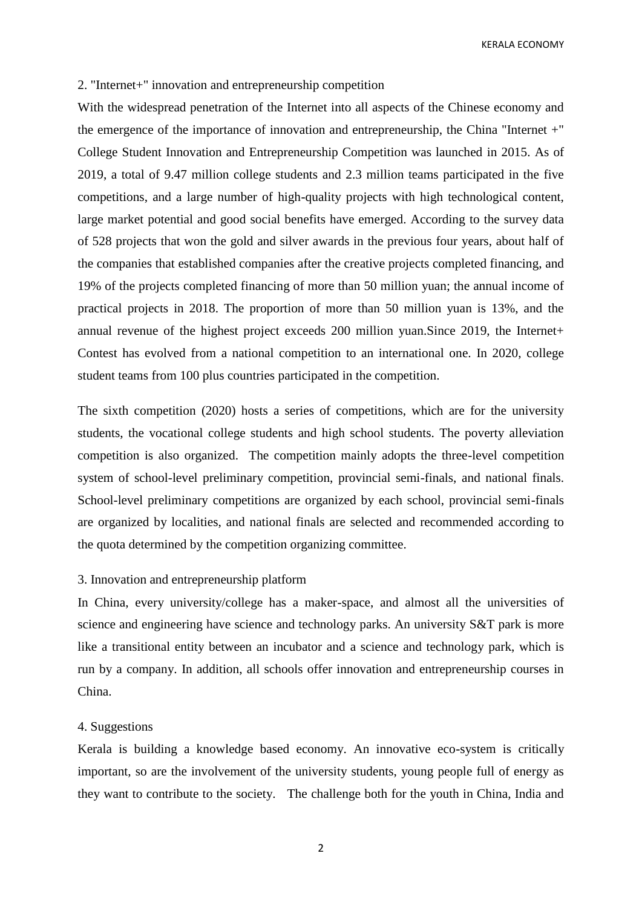## 2. "Internet+" innovation and entrepreneurship competition

With the widespread penetration of the Internet into all aspects of the Chinese economy and the emergence of the importance of innovation and entrepreneurship, the China "Internet +" College Student Innovation and Entrepreneurship Competition was launched in 2015. As of 2019, a total of 9.47 million college students and 2.3 million teams participated in the five competitions, and a large number of high-quality projects with high technological content, large market potential and good social benefits have emerged. According to the survey data of 528 projects that won the gold and silver awards in the previous four years, about half of the companies that established companies after the creative projects completed financing, and 19% of the projects completed financing of more than 50 million yuan; the annual income of practical projects in 2018. The proportion of more than 50 million yuan is 13%, and the annual revenue of the highest project exceeds 200 million yuan.Since 2019, the Internet+ Contest has evolved from a national competition to an international one. In 2020, college student teams from 100 plus countries participated in the competition.

The sixth competition (2020) hosts a series of competitions, which are for the university students, the vocational college students and high school students. The poverty alleviation competition is also organized. The competition mainly adopts the three-level competition system of school-level preliminary competition, provincial semi-finals, and national finals. School-level preliminary competitions are organized by each school, provincial semi-finals are organized by localities, and national finals are selected and recommended according to the quota determined by the competition organizing committee.

## 3. Innovation and entrepreneurship platform

In China, every university/college has a maker-space, and almost all the universities of science and engineering have science and technology parks. An university S&T park is more like a transitional entity between an incubator and a science and technology park, which is run by a company. In addition, all schools offer innovation and entrepreneurship courses in China.

## 4. Suggestions

Kerala is building a knowledge based economy. An innovative eco-system is critically important, so are the involvement of the university students, young people full of energy as they want to contribute to the society. The challenge both for the youth in China, India and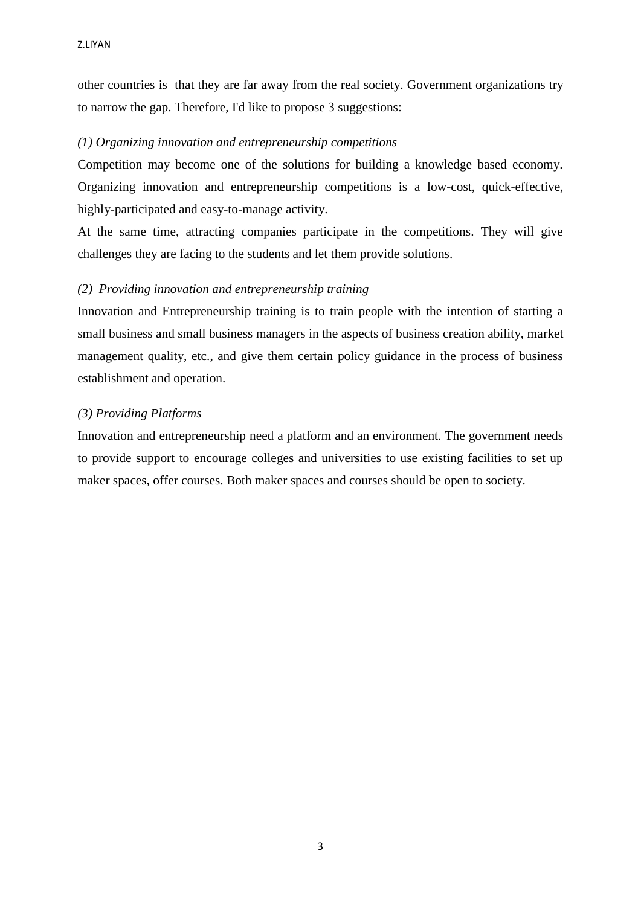other countries is that they are far away from the real society. Government organizations try to narrow the gap. Therefore, I'd like to propose 3 suggestions:

*(1) Organizing innovation and entrepreneurship competitions*

Competition may become one of the solutions for building a knowledge based economy. Organizing innovation and entrepreneurship competitions is a low-cost, quick-effective, highly-participated and easy-to-manage activity.

At the same time, attracting companies participate in the competitions. They will give challenges they are facing to the students and let them provide solutions.

*(2) Providing innovation and entrepreneurship training*

Innovation and Entrepreneurship training is to train people with the intention of starting a small business and small business managers in the aspects of business creation ability, market management quality, etc., and give them certain policy guidance in the process of business establishment and operation.

*(3) Providing Platforms*

Innovation and entrepreneurship need a platform and an environment. The government needs to provide support to encourage colleges and universities to use existing facilities to set up maker spaces, offer courses. Both maker spaces and courses should be open to society.